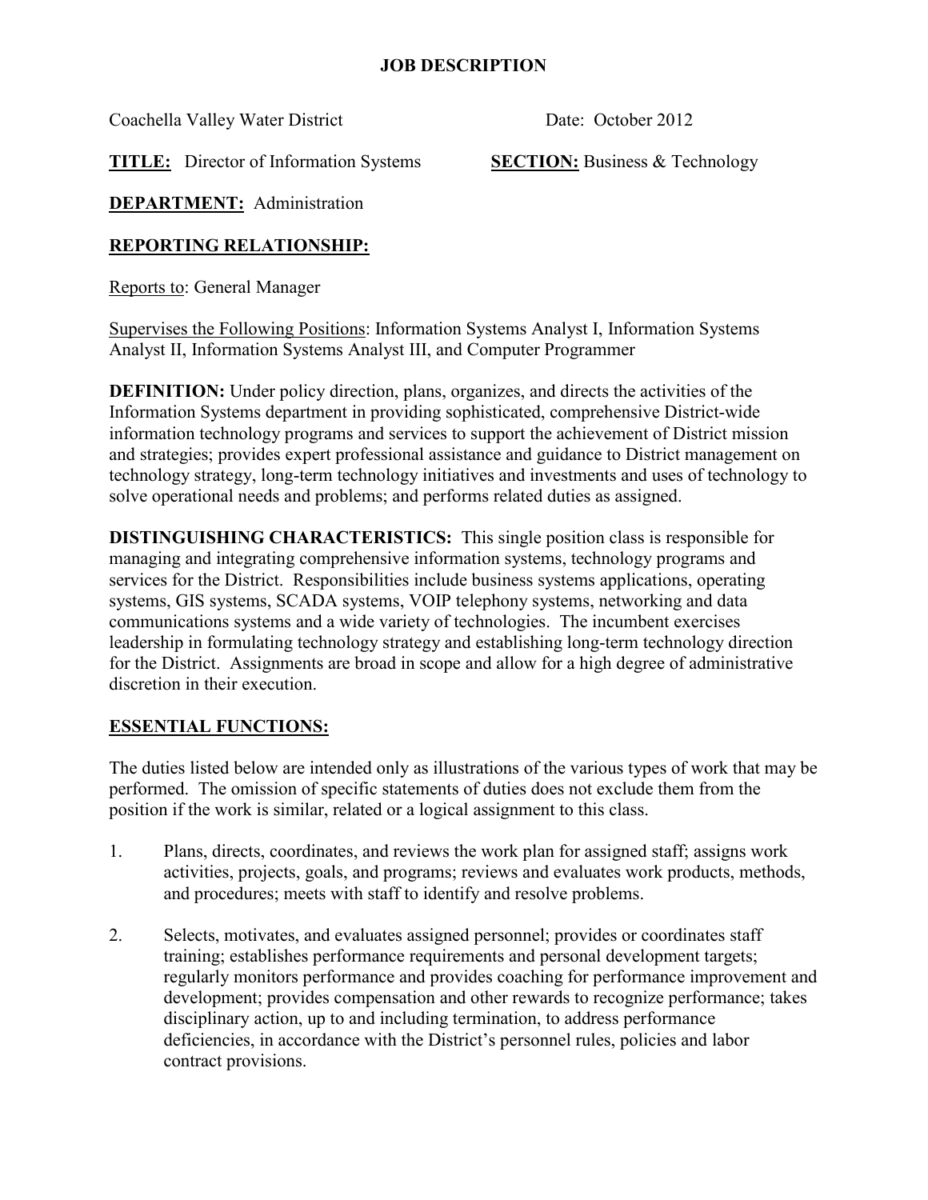# JOB DESCRIPTION

Coachella Valley Water District Date: October 2012

**TITLE:** Director of Information Systems **SECTION:** Business & Technology

**DEPARTMENT:** Administration

## REPORTING RELATIONSHIP:

Reports to: General Manager

Supervises the Following Positions: Information Systems Analyst I, Information Systems Analyst II, Information Systems Analyst III, and Computer Programmer

**DEFINITION:** Under policy direction, plans, organizes, and directs the activities of the Information Systems department in providing sophisticated, comprehensive District-wide information technology programs and services to support the achievement of District mission and strategies; provides expert professional assistance and guidance to District management on technology strategy, long-term technology initiatives and investments and uses of technology to solve operational needs and problems; and performs related duties as assigned.

**DISTINGUISHING CHARACTERISTICS:** This single position class is responsible for managing and integrating comprehensive information systems, technology programs and services for the District. Responsibilities include business systems applications, operating systems, GIS systems, SCADA systems, VOIP telephony systems, networking and data communications systems and a wide variety of technologies. The incumbent exercises leadership in formulating technology strategy and establishing long-term technology direction for the District. Assignments are broad in scope and allow for a high degree of administrative discretion in their execution.

## ESSENTIAL FUNCTIONS:

The duties listed below are intended only as illustrations of the various types of work that may be performed. The omission of specific statements of duties does not exclude them from the position if the work is similar, related or a logical assignment to this class.

1. Plans, directs, coordinates, and reviews the work plan for assigned staff; assigns work activities, projects, goals, and programs; reviews and evaluates work products, methods, and procedures; meets with staff to identify and resolve problems.

2. Selects, motivates, and evaluates assigned personnel; provides or coordinates staff training; establishes performance requirements and personal development targets; regularly monitors performance and provides coaching for performance improvement and development; provides compensation and other rewards to recognize performance; takes disciplinary action, up to and including termination, to address performance deficiencies, in accordance with the District's personnel rules, policies and labor contract provisions.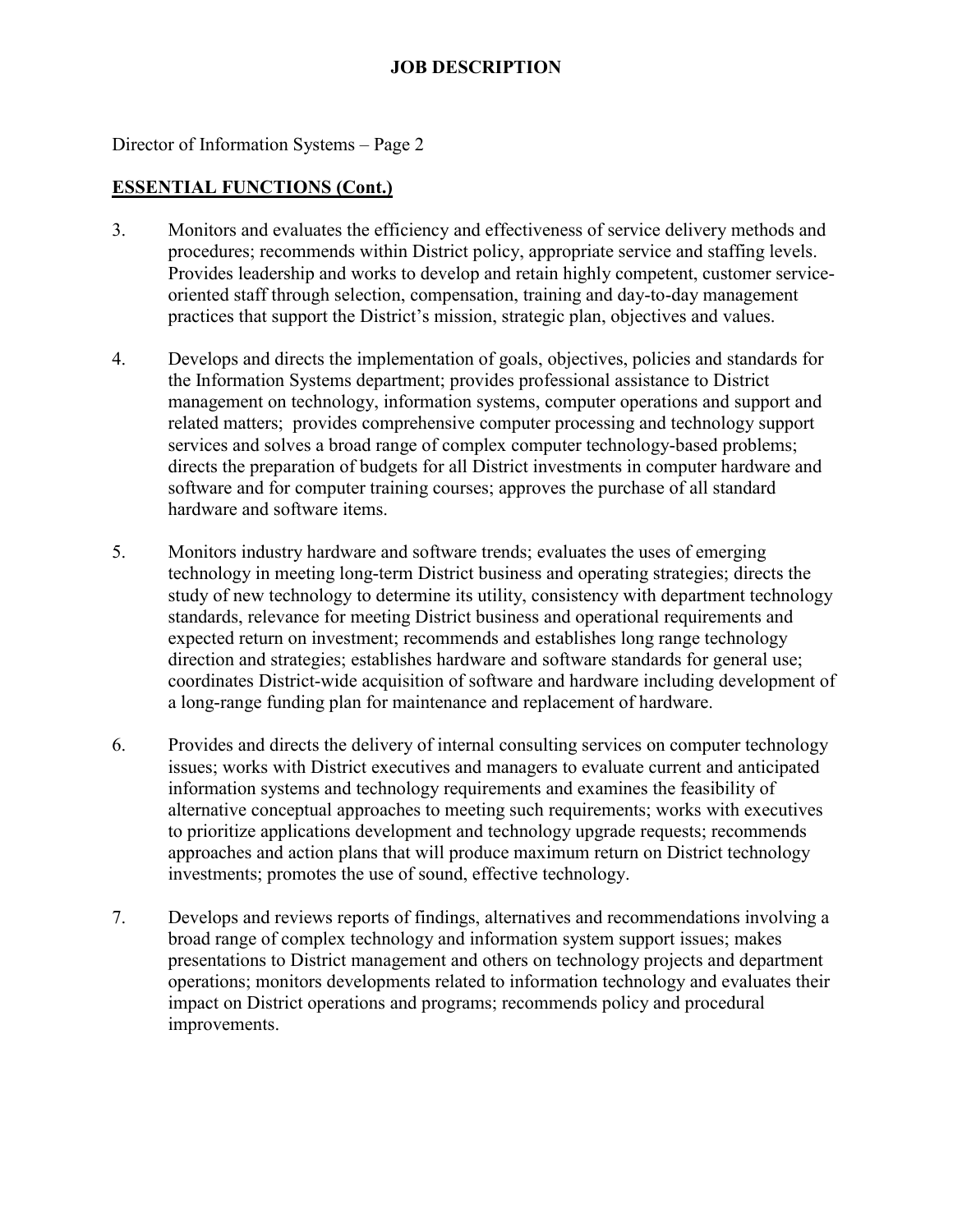Director of Information Systems – Page 2

## ESSENTIAL FUNCTIONS (Cont.)

3. Monitors and evaluates the efficiency and effectiveness of service delivery methods and procedures; recommends within District policy, appropriate service and staffing levels. Provides leadership and works to develop and retain highly competent, customer service-oriented staff through selection, compensation, training and day-to-day management practices that support the District's mission, strategic plan, objectives and values.

4. Develops and directs the implementation of goals, objectives, policies and standards for the Information Systems department; provides professional assistance to District management on technology, information systems, computer operations and support and related matters; provides comprehensive computer processing and technology support services and solves a broad range of complex computer technology-based problems; directs the preparation of budgets for all District investments in computer hardware and software and for computer training courses; approves the purchase of all standard hardware and software items.

5. Monitors industry hardware and software trends; evaluates the uses of emerging technology in meeting long-term District business and operating strategies; directs the study of new technology to determine its utility, consistency with department technology standards, relevance for meeting District business and operational requirements and expected return on investment; recommends and establishes long range technology direction and strategies; establishes hardware and software standards for general use; coordinates District-wide acquisition of software and hardware including development of a long-range funding plan for maintenance and replacement of hardware.

6. Provides and directs the delivery of internal consulting services on computer technology issues; works with District executives and managers to evaluate current and anticipated information systems and technology requirements and examines the feasibility of alternative conceptual approaches to meeting such requirements; works with executives to prioritize applications development and technology upgrade requests; recommends approaches and action plans that will produce maximum return on District technology investments; promotes the use of sound, effective technology.

7. Develops and reviews reports of findings, alternatives and recommendations involving a broad range of complex technology and information system support issues; makes presentations to District management and others on technology projects and department operations; monitors developments related to information technology and evaluates their impact on District operations and programs; recommends policy and procedural improvements.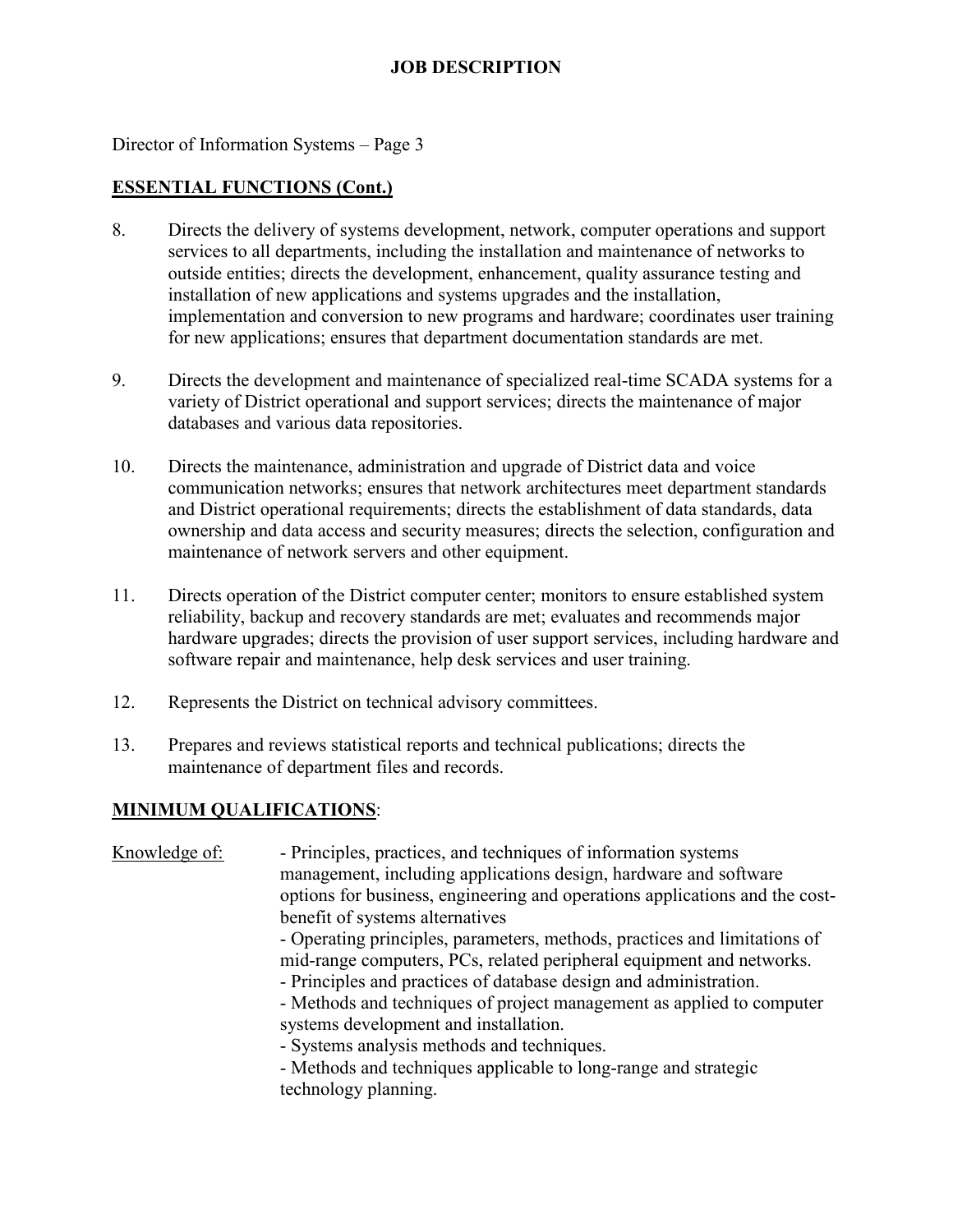Director of Information Systems – Page 3

## ESSENTIAL FUNCTIONS (Cont.)

8. Directs the delivery of systems development, network, computer operations and support services to all departments, including the installation and maintenance of networks to outside entities; directs the development, enhancement, quality assurance testing and installation of new applications and systems upgrades and the installation, implementation and conversion to new programs and hardware; coordinates user training for new applications; ensures that department documentation standards are met.

9. Directs the development and maintenance of specialized real-time SCADA systems for a variety of District operational and support services; directs the maintenance of major databases and various data repositories.

10. Directs the maintenance, administration and upgrade of District data and voice communication networks; ensures that network architectures meet department standards and District operational requirements; directs the establishment of data standards, data ownership and data access and security measures; directs the selection, configuration and maintenance of network servers and other equipment.

11. Directs operation of the District computer center; monitors to ensure established system reliability, backup and recovery standards are met; evaluates and recommends major hardware upgrades; directs the provision of user support services, including hardware and software repair and maintenance, help desk services and user training.

12. Represents the District on technical advisory committees.

13. Prepares and reviews statistical reports and technical publications; directs the maintenance of department files and records.

## MINIMUM QUALIFICATIONS:

Knowledge of:

- Principles, practices, and techniques of information systems management, including applications design, hardware and software options for business, engineering and operations applications and the cost-benefit of systems alternatives
- Operating principles, parameters, methods, practices and limitations of mid-range computers, PCs, related peripheral equipment and networks.
- Principles and practices of database design and administration.
- Methods and techniques of project management as applied to computer systems development and installation.
- Systems analysis methods and techniques.
- Methods and techniques applicable to long-range and strategic technology planning.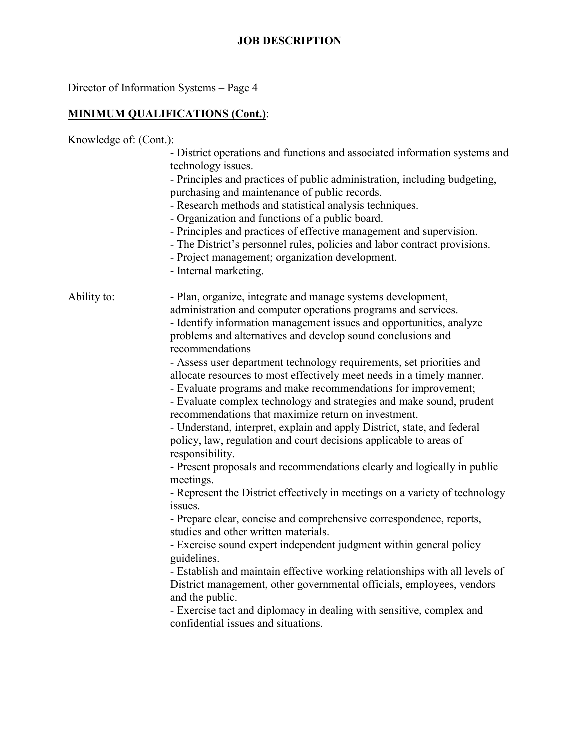# JOB DESCRIPTION

Director of Information Systems – Page 4

## MINIMUM QUALIFICATIONS (Cont.):

Knowledge of: (Cont.):

- District operations and functions and associated information systems and technology issues.
- Principles and practices of public administration, including budgeting, purchasing and maintenance of public records.
- Research methods and statistical analysis techniques.
- Organization and functions of a public board.
- Principles and practices of effective management and supervision.
- The District's personnel rules, policies and labor contract provisions.
- Project management; organization development.
- Internal marketing.

Ability to:

- Plan, organize, integrate and manage systems development, administration and computer operations programs and services.
- Identify information management issues and opportunities, analyze problems and alternatives and develop sound conclusions and recommendations
- Assess user department technology requirements, set priorities and allocate resources to most effectively meet needs in a timely manner.
- Evaluate programs and make recommendations for improvement;
- Evaluate complex technology and strategies and make sound, prudent recommendations that maximize return on investment.
- Understand, interpret, explain and apply District, state, and federal policy, law, regulation and court decisions applicable to areas of responsibility.
- Present proposals and recommendations clearly and logically in public meetings.
- Represent the District effectively in meetings on a variety of technology issues.
- Prepare clear, concise and comprehensive correspondence, reports, studies and other written materials.
- Exercise sound expert independent judgment within general policy guidelines.
- Establish and maintain effective working relationships with all levels of District management, other governmental officials, employees, vendors and the public.
- Exercise tact and diplomacy in dealing with sensitive, complex and confidential issues and situations.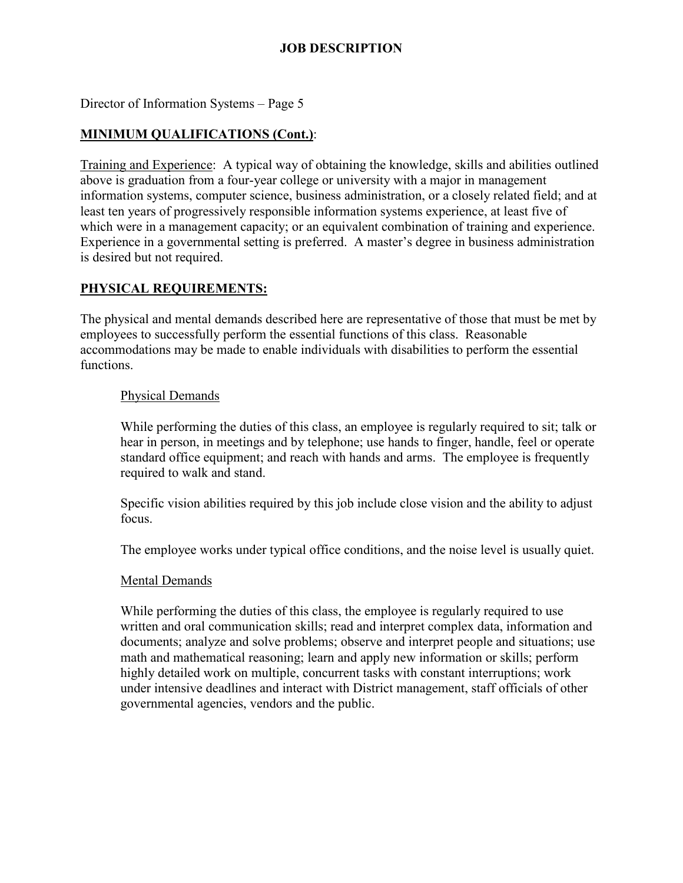**MINIMUM QUALIFICATIONS (Cont.)**:

Training and Experience: A typical way of obtaining the knowledge, skills and abilities outlined above is graduation from a four-year college or university with a major in management information systems, computer science, business administration, or a closely related field; and at least ten years of progressively responsible information systems experience, at least five of which were in a management capacity; or an equivalent combination of training and experience. Experience in a governmental setting is preferred. A master's degree in business administration is desired but not required.

## PHYSICAL REQUIREMENTS:

The physical and mental demands described here are representative of those that must be met by employees to successfully perform the essential functions of this class. Reasonable accommodations may be made to enable individuals with disabilities to perform the essential functions.

### Physical Demands

While performing the duties of this class, an employee is regularly required to sit; talk or hear in person, in meetings and by telephone; use hands to finger, handle, feel or operate standard office equipment; and reach with hands and arms. The employee is frequently required to walk and stand.

Specific vision abilities required by this job include close vision and the ability to adjust focus.

The employee works under typical office conditions, and the noise level is usually quiet.

### Mental Demands

While performing the duties of this class, the employee is regularly required to use written and oral communication skills; read and interpret complex data, information and documents; analyze and solve problems; observe and interpret people and situations; use math and mathematical reasoning; learn and apply new information or skills; perform highly detailed work on multiple, concurrent tasks with constant interruptions; work under intensive deadlines and interact with District management, staff officials of other governmental agencies, vendors and the public.